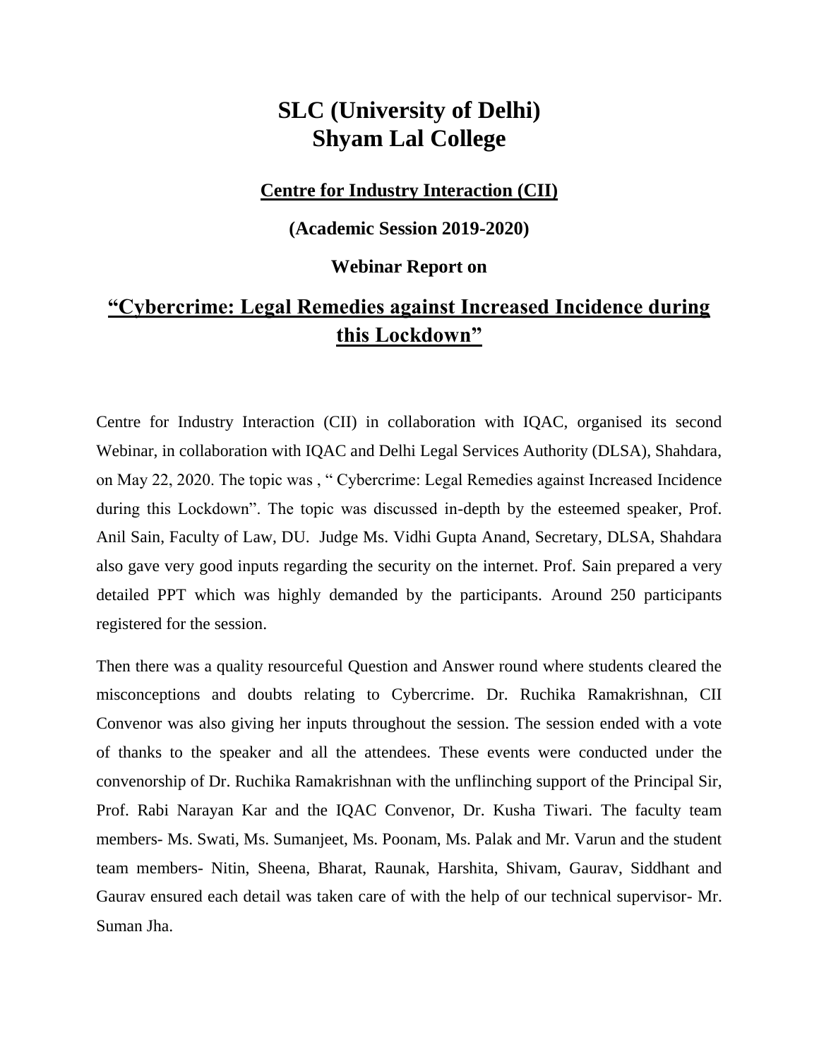# SLC (University of Delhi)
# Shyam Lal College

**Centre for Industry Interaction (CII)**

**(Academic Session 2019-2020)**

**Webinar Report on**

## **"Cybercrime: Legal Remedies against Increased Incidence during this Lockdown"**

Centre for Industry Interaction (CII) in collaboration with IQAC, organised its second Webinar, in collaboration with IQAC and Delhi Legal Services Authority (DLSA), Shahdara, on May 22, 2020. The topic was , " Cybercrime: Legal Remedies against Increased Incidence during this Lockdown". The topic was discussed in-depth by the esteemed speaker, Prof. Anil Sain, Faculty of Law, DU. Judge Ms. Vidhi Gupta Anand, Secretary, DLSA, Shahdara also gave very good inputs regarding the security on the internet. Prof. Sain prepared a very detailed PPT which was highly demanded by the participants. Around 250 participants registered for the session.

Then there was a quality resourceful Question and Answer round where students cleared the misconceptions and doubts relating to Cybercrime. Dr. Ruchika Ramakrishnan, CII Convenor was also giving her inputs throughout the session. The session ended with a vote of thanks to the speaker and all the attendees. These events were conducted under the convenorship of Dr. Ruchika Ramakrishnan with the unflinching support of the Principal Sir, Prof. Rabi Narayan Kar and the IQAC Convenor, Dr. Kusha Tiwari. The faculty team members- Ms. Swati, Ms. Sumanjeet, Ms. Poonam, Ms. Palak and Mr. Varun and the student team members- Nitin, Sheena, Bharat, Raunak, Harshita, Shivam, Gaurav, Siddhant and Gaurav ensured each detail was taken care of with the help of our technical supervisor- Mr. Suman Jha.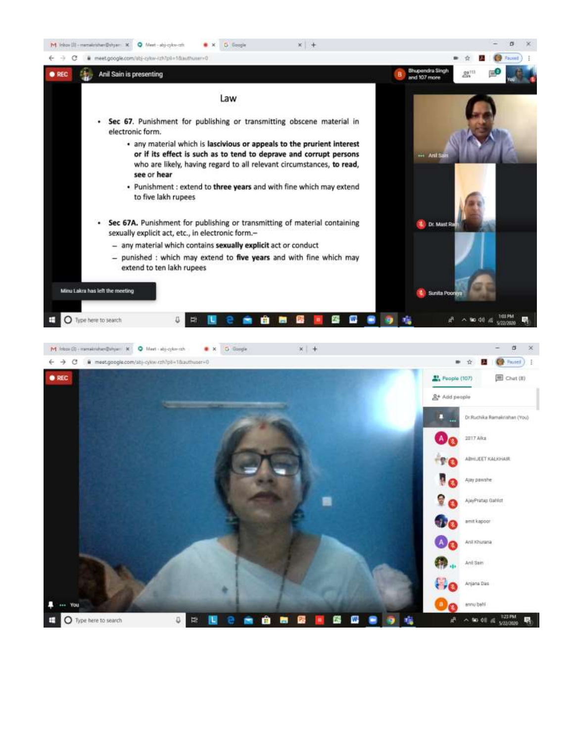## Law

- **Sec 67**. Punishment for publishing or transmitting obscene material in electronic form.
  - any material which is **lascivious or appeals to the prurient interest or if its effect is such as to tend to deprave and corrupt persons** who are likely, having regard to all relevant circumstances, **to read, see** or **hear**
  - Punishment : extend to **three years** and with fine which may extend to five lakh rupees

- **Sec 67A.** Punishment for publishing or transmitting of material containing sexually explicit act, etc., in electronic form.–
  - any material which contains **sexually explicit** act or conduct
  - punished : which may extend to **five years** and with fine which may extend to ten lakh rupees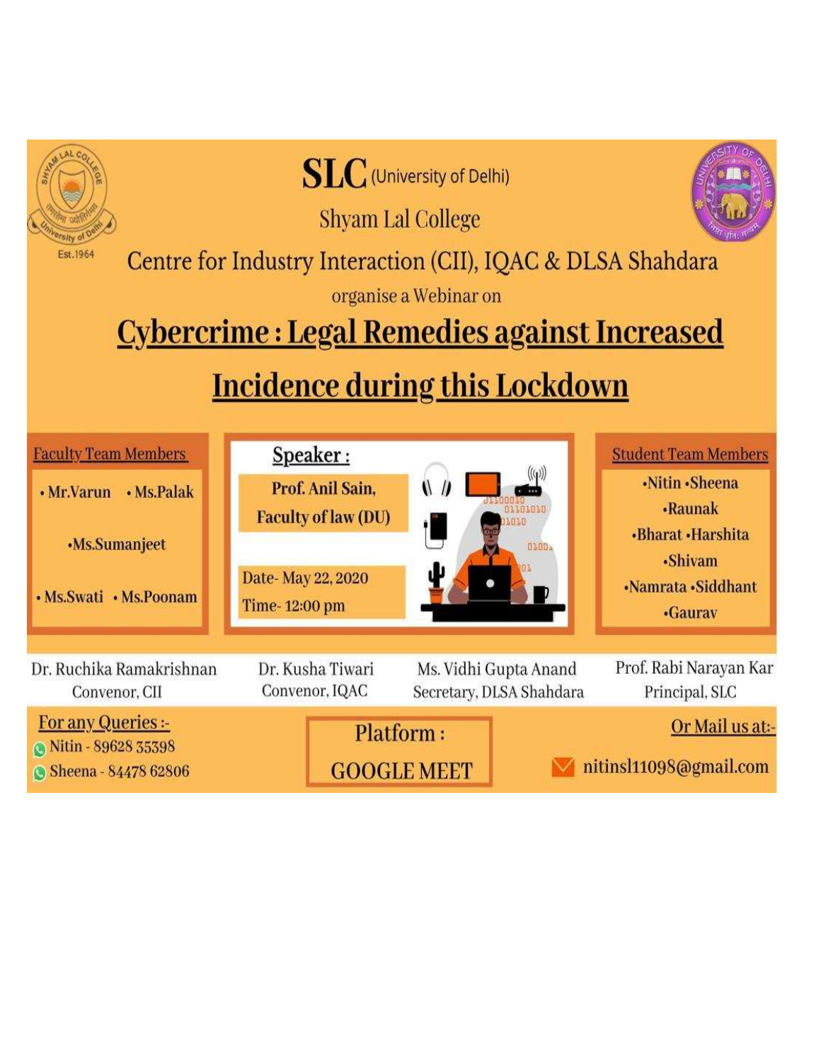# SLC (University of Delhi)

Shyam Lal College

Centre for Industry Interaction (CII), IQAC & DLSA Shahdara

organise a Webinar on

## Cybercrime : Legal Remedies against Increased Incidence during this Lockdown

**Faculty Team Members**

- Mr.Varun
- Ms.Palak
- Ms.Sumanjeet
- Ms.Swati
- Ms.Poonam

**Speaker :**

**Prof. Anil Sain, Faculty of law (DU)**

Date- May 22, 2020

Time- 12:00 pm

**Student Team Members**

- Nitin
- Sheena
- Raunak
- Bharat
- Harshita
- Shivam
- Namrata
- Siddhant
- Gaurav

Dr. Ruchika Ramakrishnan
Convenor, CII

Dr. Kusha Tiwari
Convenor, IQAC

Ms. Vidhi Gupta Anand
Secretary, DLSA Shahdara

Prof. Rabi Narayan Kar
Principal, SLC

For any Queries :-

Nitin - 89628 35398

Sheena - 84478 62806

Platform : GOOGLE MEET

Or Mail us at:-

nitinsl11098@gmail.com